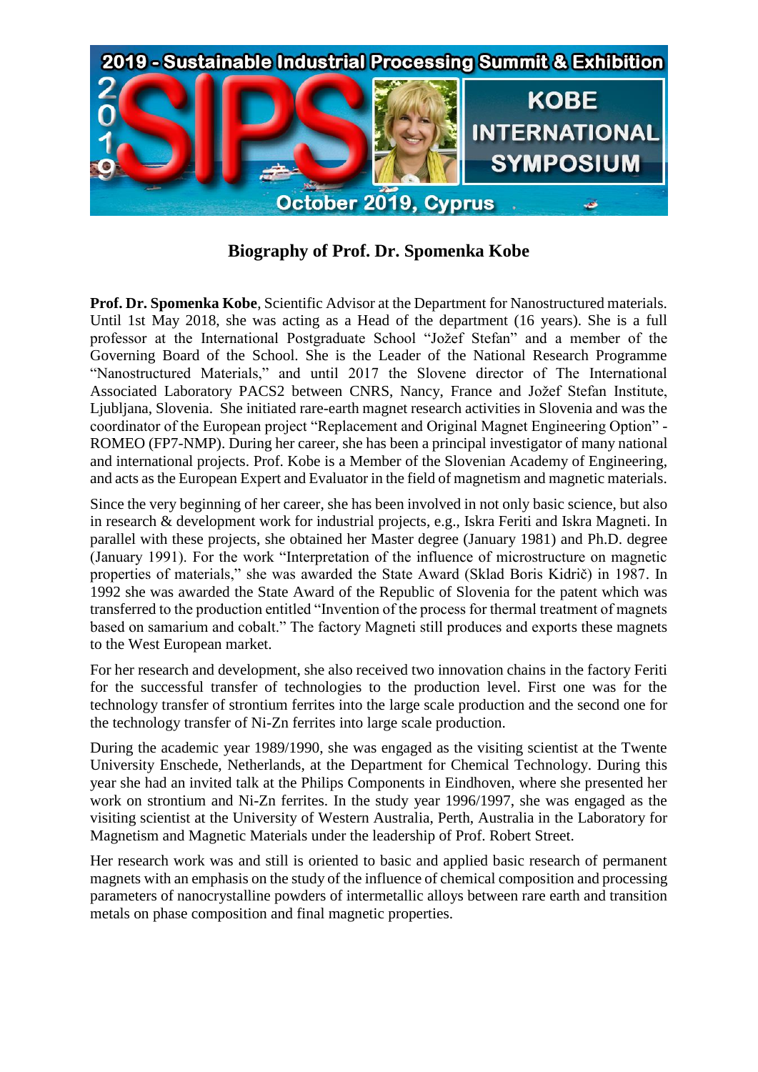# Biography of Prof. Dr. Spomenka Kobe

**Prof. Dr. Spomenka Kobe**, Scientific Advisor at the Department for Nanostructured materials. Until 1st May 2018, she was acting as a Head of the department (16 years). She is a full professor at the International Postgraduate School "Jožef Stefan" and a member of the Governing Board of the School. She is the Leader of the National Research Programme "Nanostructured Materials," and until 2017 the Slovene director of The International Associated Laboratory PACS2 between CNRS, Nancy, France and Jožef Stefan Institute, Ljubljana, Slovenia. She initiated rare-earth magnet research activities in Slovenia and was the coordinator of the European project "Replacement and Original Magnet Engineering Option" - ROMEO (FP7-NMP). During her career, she has been a principal investigator of many national and international projects. Prof. Kobe is a Member of the Slovenian Academy of Engineering, and acts as the European Expert and Evaluator in the field of magnetism and magnetic materials.

Since the very beginning of her career, she has been involved in not only basic science, but also in research & development work for industrial projects, e.g., Iskra Feriti and Iskra Magneti. In parallel with these projects, she obtained her Master degree (January 1981) and Ph.D. degree (January 1991). For the work "Interpretation of the influence of microstructure on magnetic properties of materials," she was awarded the State Award (Sklad Boris Kidrič) in 1987. In 1992 she was awarded the State Award of the Republic of Slovenia for the patent which was transferred to the production entitled "Invention of the process for thermal treatment of magnets based on samarium and cobalt." The factory Magneti still produces and exports these magnets to the West European market.

For her research and development, she also received two innovation chains in the factory Feriti for the successful transfer of technologies to the production level. First one was for the technology transfer of strontium ferrites into the large scale production and the second one for the technology transfer of Ni-Zn ferrites into large scale production.

During the academic year 1989/1990, she was engaged as the visiting scientist at the Twente University Enschede, Netherlands, at the Department for Chemical Technology. During this year she had an invited talk at the Philips Components in Eindhoven, where she presented her work on strontium and Ni-Zn ferrites. In the study year 1996/1997, she was engaged as the visiting scientist at the University of Western Australia, Perth, Australia in the Laboratory for Magnetism and Magnetic Materials under the leadership of Prof. Robert Street.

Her research work was and still is oriented to basic and applied basic research of permanent magnets with an emphasis on the study of the influence of chemical composition and processing parameters of nanocrystalline powders of intermetallic alloys between rare earth and transition metals on phase composition and final magnetic properties.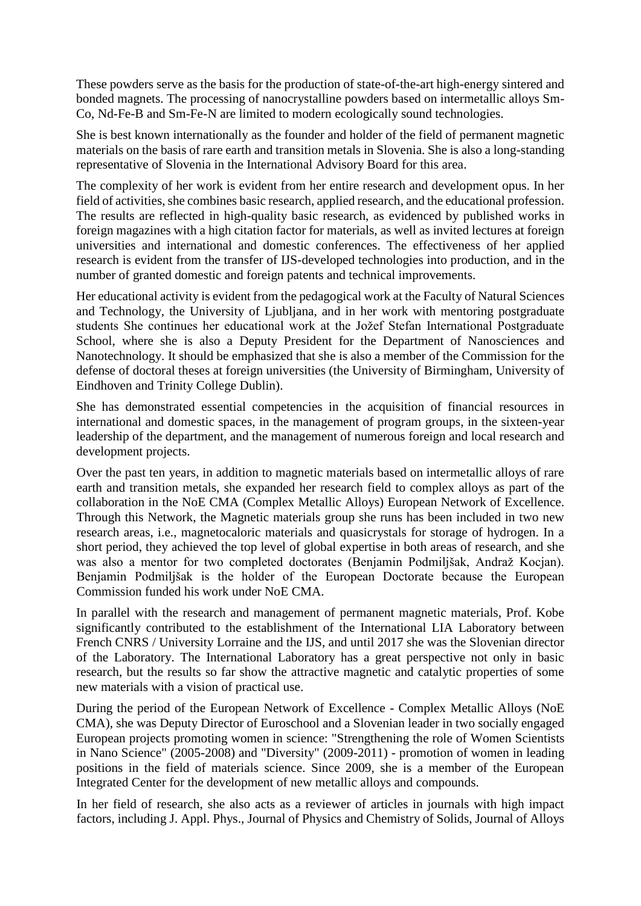These powders serve as the basis for the production of state-of-the-art high-energy sintered and bonded magnets. The processing of nanocrystalline powders based on intermetallic alloys Sm-Co, Nd-Fe-B and Sm-Fe-N are limited to modern ecologically sound technologies.

She is best known internationally as the founder and holder of the field of permanent magnetic materials on the basis of rare earth and transition metals in Slovenia. She is also a long-standing representative of Slovenia in the International Advisory Board for this area.

The complexity of her work is evident from her entire research and development opus. In her field of activities, she combines basic research, applied research, and the educational profession. The results are reflected in high-quality basic research, as evidenced by published works in foreign magazines with a high citation factor for materials, as well as invited lectures at foreign universities and international and domestic conferences. The effectiveness of her applied research is evident from the transfer of IJS-developed technologies into production, and in the number of granted domestic and foreign patents and technical improvements.

Her educational activity is evident from the pedagogical work at the Faculty of Natural Sciences and Technology, the University of Ljubljana, and in her work with mentoring postgraduate students She continues her educational work at the Jožef Stefan International Postgraduate School, where she is also a Deputy President for the Department of Nanosciences and Nanotechnology. It should be emphasized that she is also a member of the Commission for the defense of doctoral theses at foreign universities (the University of Birmingham, University of Eindhoven and Trinity College Dublin).

She has demonstrated essential competencies in the acquisition of financial resources in international and domestic spaces, in the management of program groups, in the sixteen-year leadership of the department, and the management of numerous foreign and local research and development projects.

Over the past ten years, in addition to magnetic materials based on intermetallic alloys of rare earth and transition metals, she expanded her research field to complex alloys as part of the collaboration in the NoE CMA (Complex Metallic Alloys) European Network of Excellence. Through this Network, the Magnetic materials group she runs has been included in two new research areas, i.e., magnetocaloric materials and quasicrystals for storage of hydrogen. In a short period, they achieved the top level of global expertise in both areas of research, and she was also a mentor for two completed doctorates (Benjamin Podmiljšak, Andraž Kocjan). Benjamin Podmiljšak is the holder of the European Doctorate because the European Commission funded his work under NoE CMA.

In parallel with the research and management of permanent magnetic materials, Prof. Kobe significantly contributed to the establishment of the International LIA Laboratory between French CNRS / University Lorraine and the IJS, and until 2017 she was the Slovenian director of the Laboratory. The International Laboratory has a great perspective not only in basic research, but the results so far show the attractive magnetic and catalytic properties of some new materials with a vision of practical use.

During the period of the European Network of Excellence - Complex Metallic Alloys (NoE CMA), she was Deputy Director of Euroschool and a Slovenian leader in two socially engaged European projects promoting women in science: "Strengthening the role of Women Scientists in Nano Science" (2005-2008) and "Diversity" (2009-2011) - promotion of women in leading positions in the field of materials science. Since 2009, she is a member of the European Integrated Center for the development of new metallic alloys and compounds.

In her field of research, she also acts as a reviewer of articles in journals with high impact factors, including J. Appl. Phys., Journal of Physics and Chemistry of Solids, Journal of Alloys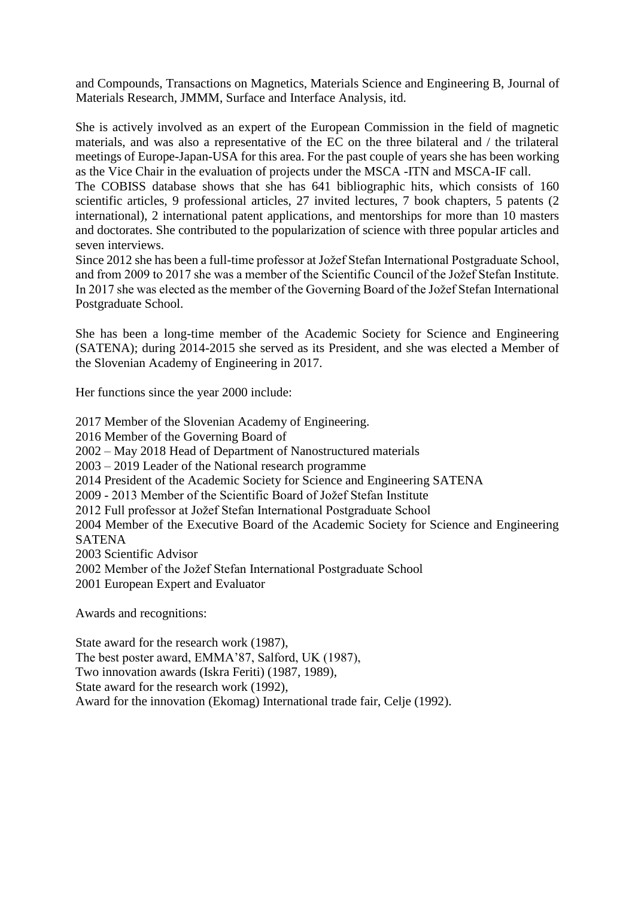and Compounds, Transactions on Magnetics, Materials Science and Engineering B, Journal of Materials Research, JMMM, Surface and Interface Analysis, itd.

She is actively involved as an expert of the European Commission in the field of magnetic materials, and was also a representative of the EC on the three bilateral and / the trilateral meetings of Europe-Japan-USA for this area. For the past couple of years she has been working as the Vice Chair in the evaluation of projects under the MSCA -ITN and MSCA-IF call.
The COBISS database shows that she has 641 bibliographic hits, which consists of 160 scientific articles, 9 professional articles, 27 invited lectures, 7 book chapters, 5 patents (2 international), 2 international patent applications, and mentorships for more than 10 masters and doctorates. She contributed to the popularization of science with three popular articles and seven interviews.
Since 2012 she has been a full-time professor at Jožef Stefan International Postgraduate School, and from 2009 to 2017 she was a member of the Scientific Council of the Jožef Stefan Institute. In 2017 she was elected as the member of the Governing Board of the Jožef Stefan International Postgraduate School.

She has been a long-time member of the Academic Society for Science and Engineering (SATENA); during 2014-2015 she served as its President, and she was elected a Member of the Slovenian Academy of Engineering in 2017.

Her functions since the year 2000 include:

2017 Member of the Slovenian Academy of Engineering.
2016 Member of the Governing Board of
2002 – May 2018 Head of Department of Nanostructured materials
2003 – 2019 Leader of the National research programme
2014 President of the Academic Society for Science and Engineering SATENA
2009 - 2013 Member of the Scientific Board of Jožef Stefan Institute
2012 Full professor at Jožef Stefan International Postgraduate School
2004 Member of the Executive Board of the Academic Society for Science and Engineering SATENA
2003 Scientific Advisor
2002 Member of the Jožef Stefan International Postgraduate School
2001 European Expert and Evaluator

Awards and recognitions:

State award for the research work (1987),
The best poster award, EMMA'87, Salford, UK (1987),
Two innovation awards (Iskra Feriti) (1987, 1989),
State award for the research work (1992),
Award for the innovation (Ekomag) International trade fair, Celje (1992).